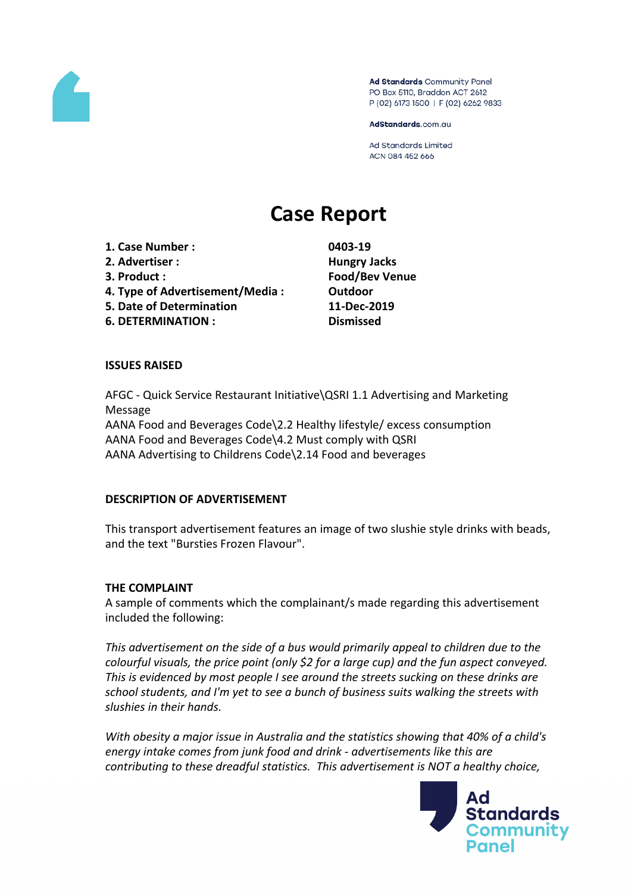Ad Standards Community Panel
PO Box 5110, Braddon ACT 2612
P (02) 6173 1500 | F (02) 6262 9833

AdStandards.com.au

Ad Standards Limited
ACN 084 452 666

# Case Report

| | |
|---|---|
| **1. Case Number :** | **0403-19** |
| **2. Advertiser :** | **Hungry Jacks** |
| **3. Product :** | **Food/Bev Venue** |
| **4. Type of Advertisement/Media :** | **Outdoor** |
| **5. Date of Determination** | **11-Dec-2019** |
| **6. DETERMINATION :** | **Dismissed** |

## ISSUES RAISED

AFGC - Quick Service Restaurant Initiative\QSRI 1.1 Advertising and Marketing Message
AANA Food and Beverages Code\2.2 Healthy lifestyle/ excess consumption
AANA Food and Beverages Code\4.2 Must comply with QSRI
AANA Advertising to Childrens Code\2.14 Food and beverages

## DESCRIPTION OF ADVERTISEMENT

This transport advertisement features an image of two slushie style drinks with beads, and the text "Bursties Frozen Flavour".

## THE COMPLAINT

A sample of comments which the complainant/s made regarding this advertisement included the following:

*This advertisement on the side of a bus would primarily appeal to children due to the colourful visuals, the price point (only $2 for a large cup) and the fun aspect conveyed. This is evidenced by most people I see around the streets sucking on these drinks are school students, and I'm yet to see a bunch of business suits walking the streets with slushies in their hands.*

*With obesity a major issue in Australia and the statistics showing that 40% of a child's energy intake comes from junk food and drink - advertisements like this are contributing to these dreadful statistics. This advertisement is NOT a healthy choice,*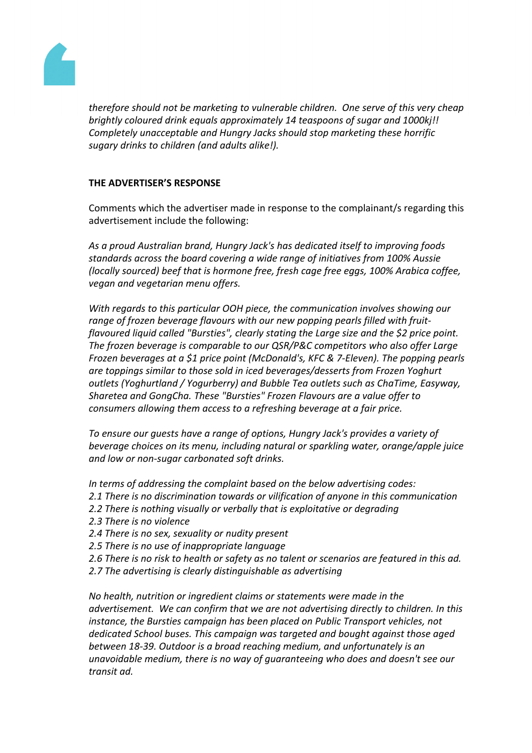*therefore should not be marketing to vulnerable children. One serve of this very cheap brightly coloured drink equals approximately 14 teaspoons of sugar and 1000kj!! Completely unacceptable and Hungry Jacks should stop marketing these horrific sugary drinks to children (and adults alike!).*

**THE ADVERTISER'S RESPONSE**

Comments which the advertiser made in response to the complainant/s regarding this advertisement include the following:

*As a proud Australian brand, Hungry Jack's has dedicated itself to improving foods standards across the board covering a wide range of initiatives from 100% Aussie (locally sourced) beef that is hormone free, fresh cage free eggs, 100% Arabica coffee, vegan and vegetarian menu offers.*

*With regards to this particular OOH piece, the communication involves showing our range of frozen beverage flavours with our new popping pearls filled with fruit-flavoured liquid called "Bursties", clearly stating the Large size and the $2 price point. The frozen beverage is comparable to our QSR/P&C competitors who also offer Large Frozen beverages at a $1 price point (McDonald's, KFC & 7-Eleven). The popping pearls are toppings similar to those sold in iced beverages/desserts from Frozen Yoghurt outlets (Yoghurtland / Yogurberry) and Bubble Tea outlets such as ChaTime, Easyway, Sharetea and GongCha. These "Bursties" Frozen Flavours are a value offer to consumers allowing them access to a refreshing beverage at a fair price.*

*To ensure our guests have a range of options, Hungry Jack's provides a variety of beverage choices on its menu, including natural or sparkling water, orange/apple juice and low or non-sugar carbonated soft drinks.*

*In terms of addressing the complaint based on the below advertising codes:*
*2.1 There is no discrimination towards or vilification of anyone in this communication*
*2.2 There is nothing visually or verbally that is exploitative or degrading*
*2.3 There is no violence*
*2.4 There is no sex, sexuality or nudity present*
*2.5 There is no use of inappropriate language*
*2.6 There is no risk to health or safety as no talent or scenarios are featured in this ad.*
*2.7 The advertising is clearly distinguishable as advertising*

*No health, nutrition or ingredient claims or statements were made in the advertisement. We can confirm that we are not advertising directly to children. In this instance, the Bursties campaign has been placed on Public Transport vehicles, not dedicated School buses. This campaign was targeted and bought against those aged between 18-39. Outdoor is a broad reaching medium, and unfortunately is an unavoidable medium, there is no way of guaranteeing who does and doesn't see our transit ad.*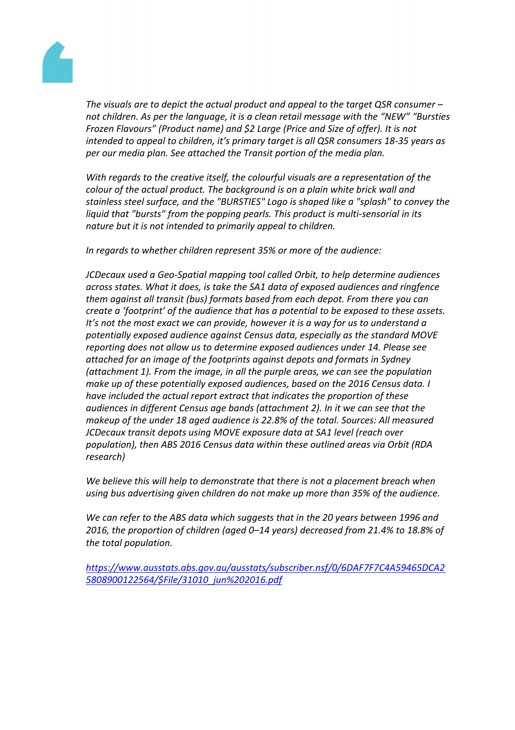*The visuals are to depict the actual product and appeal to the target QSR consumer – not children. As per the language, it is a clean retail message with the “NEW” “Bursties Frozen Flavours” (Product name) and $2 Large (Price and Size of offer). It is not intended to appeal to children, it’s primary target is all QSR consumers 18-35 years as per our media plan. See attached the Transit portion of the media plan.*

*With regards to the creative itself, the colourful visuals are a representation of the colour of the actual product. The background is on a plain white brick wall and stainless steel surface, and the "BURSTIES" Logo is shaped like a "splash" to convey the liquid that "bursts" from the popping pearls. This product is multi-sensorial in its nature but it is not intended to primarily appeal to children.*

*In regards to whether children represent 35% or more of the audience:*

*JCDecaux used a Geo-Spatial mapping tool called Orbit, to help determine audiences across states. What it does, is take the SA1 data of exposed audiences and ringfence them against all transit (bus) formats based from each depot. From there you can create a ‘footprint’ of the audience that has a potential to be exposed to these assets. It’s not the most exact we can provide, however it is a way for us to understand a potentially exposed audience against Census data, especially as the standard MOVE reporting does not allow us to determine exposed audiences under 14. Please see attached for an image of the footprints against depots and formats in Sydney (attachment 1). From the image, in all the purple areas, we can see the population make up of these potentially exposed audiences, based on the 2016 Census data. I have included the actual report extract that indicates the proportion of these audiences in different Census age bands (attachment 2). In it we can see that the makeup of the under 18 aged audience is 22.8% of the total. Sources: All measured JCDecaux transit depots using MOVE exposure data at SA1 level (reach over population), then ABS 2016 Census data within these outlined areas via Orbit (RDA research)*

*We believe this will help to demonstrate that there is not a placement breach when using bus advertising given children do not make up more than 35% of the audience.*

*We can refer to the ABS data which suggests that in the 20 years between 1996 and 2016, the proportion of children (aged 0–14 years) decreased from 21.4% to 18.8% of the total population.*

*[https://www.ausstats.abs.gov.au/ausstats/subscriber.nsf/0/6DAF7F7C4A59465DCA25808900122564/$File/31010_jun%202016.pdf](https://www.ausstats.abs.gov.au/ausstats/subscriber.nsf/0/6DAF7F7C4A59465DCA25808900122564/$File/31010_jun%202016.pdf)*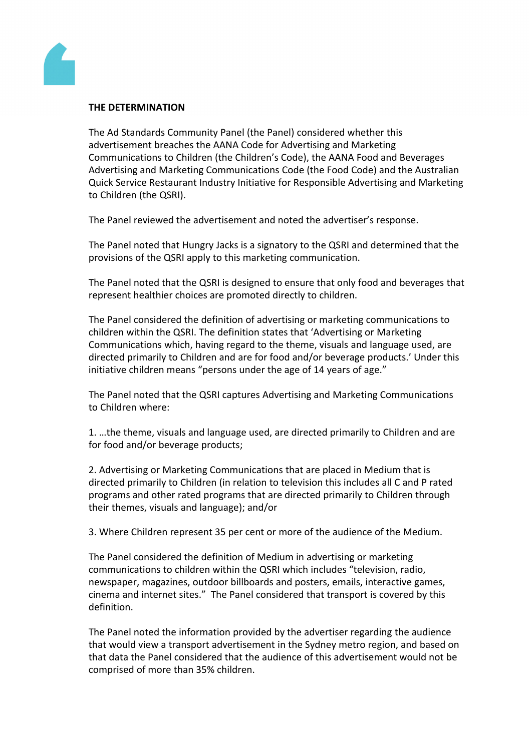**THE DETERMINATION**

The Ad Standards Community Panel (the Panel) considered whether this advertisement breaches the AANA Code for Advertising and Marketing Communications to Children (the Children's Code), the AANA Food and Beverages Advertising and Marketing Communications Code (the Food Code) and the Australian Quick Service Restaurant Industry Initiative for Responsible Advertising and Marketing to Children (the QSRI).

The Panel reviewed the advertisement and noted the advertiser's response.

The Panel noted that Hungry Jacks is a signatory to the QSRI and determined that the provisions of the QSRI apply to this marketing communication.

The Panel noted that the QSRI is designed to ensure that only food and beverages that represent healthier choices are promoted directly to children.

The Panel considered the definition of advertising or marketing communications to children within the QSRI. The definition states that 'Advertising or Marketing Communications which, having regard to the theme, visuals and language used, are directed primarily to Children and are for food and/or beverage products.' Under this initiative children means "persons under the age of 14 years of age."

The Panel noted that the QSRI captures Advertising and Marketing Communications to Children where:

1. …the theme, visuals and language used, are directed primarily to Children and are for food and/or beverage products;

2. Advertising or Marketing Communications that are placed in Medium that is directed primarily to Children (in relation to television this includes all C and P rated programs and other rated programs that are directed primarily to Children through their themes, visuals and language); and/or

3. Where Children represent 35 per cent or more of the audience of the Medium.

The Panel considered the definition of Medium in advertising or marketing communications to children within the QSRI which includes "television, radio, newspaper, magazines, outdoor billboards and posters, emails, interactive games, cinema and internet sites." The Panel considered that transport is covered by this definition.

The Panel noted the information provided by the advertiser regarding the audience that would view a transport advertisement in the Sydney metro region, and based on that data the Panel considered that the audience of this advertisement would not be comprised of more than 35% children.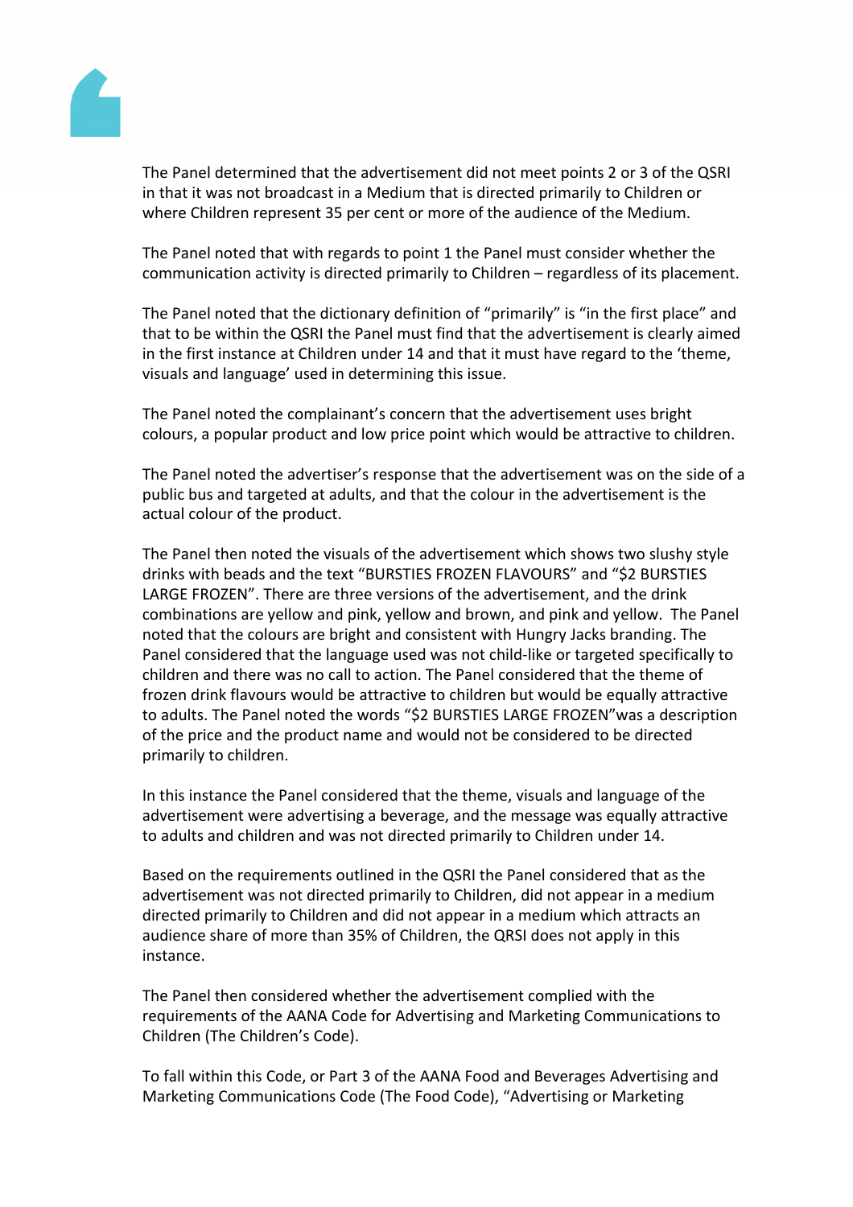The Panel determined that the advertisement did not meet points 2 or 3 of the QSRI in that it was not broadcast in a Medium that is directed primarily to Children or where Children represent 35 per cent or more of the audience of the Medium.

The Panel noted that with regards to point 1 the Panel must consider whether the communication activity is directed primarily to Children – regardless of its placement.

The Panel noted that the dictionary definition of "primarily" is "in the first place" and that to be within the QSRI the Panel must find that the advertisement is clearly aimed in the first instance at Children under 14 and that it must have regard to the 'theme, visuals and language' used in determining this issue.

The Panel noted the complainant's concern that the advertisement uses bright colours, a popular product and low price point which would be attractive to children.

The Panel noted the advertiser's response that the advertisement was on the side of a public bus and targeted at adults, and that the colour in the advertisement is the actual colour of the product.

The Panel then noted the visuals of the advertisement which shows two slushy style drinks with beads and the text "BURSTIES FROZEN FLAVOURS" and "$2 BURSTIES LARGE FROZEN". There are three versions of the advertisement, and the drink combinations are yellow and pink, yellow and brown, and pink and yellow. The Panel noted that the colours are bright and consistent with Hungry Jacks branding. The Panel considered that the language used was not child-like or targeted specifically to children and there was no call to action. The Panel considered that the theme of frozen drink flavours would be attractive to children but would be equally attractive to adults. The Panel noted the words "$2 BURSTIES LARGE FROZEN"was a description of the price and the product name and would not be considered to be directed primarily to children.

In this instance the Panel considered that the theme, visuals and language of the advertisement were advertising a beverage, and the message was equally attractive to adults and children and was not directed primarily to Children under 14.

Based on the requirements outlined in the QSRI the Panel considered that as the advertisement was not directed primarily to Children, did not appear in a medium directed primarily to Children and did not appear in a medium which attracts an audience share of more than 35% of Children, the QRSI does not apply in this instance.

The Panel then considered whether the advertisement complied with the requirements of the AANA Code for Advertising and Marketing Communications to Children (The Children's Code).

To fall within this Code, or Part 3 of the AANA Food and Beverages Advertising and Marketing Communications Code (The Food Code), "Advertising or Marketing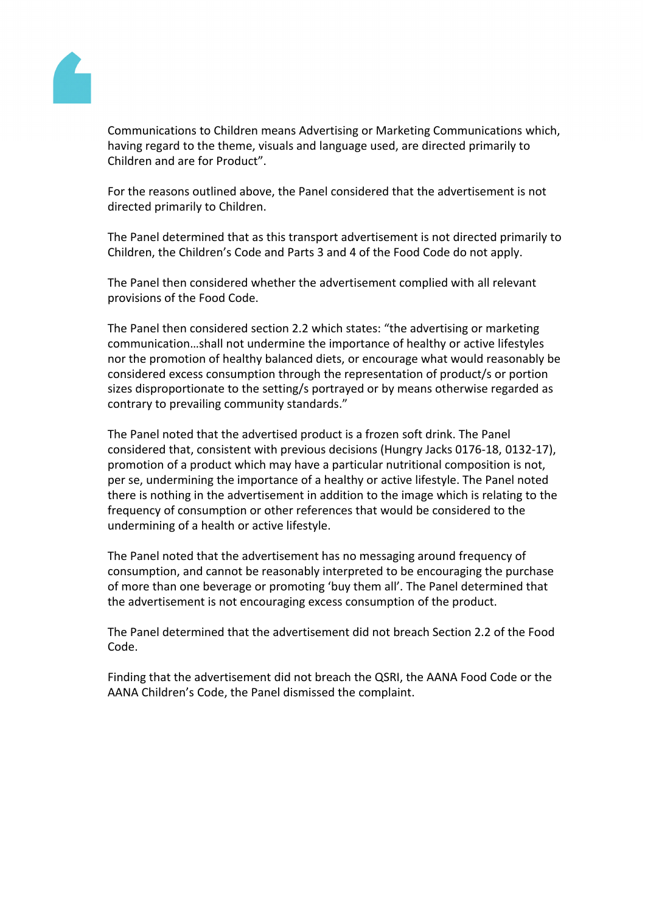Communications to Children means Advertising or Marketing Communications which, having regard to the theme, visuals and language used, are directed primarily to Children and are for Product".

For the reasons outlined above, the Panel considered that the advertisement is not directed primarily to Children.

The Panel determined that as this transport advertisement is not directed primarily to Children, the Children's Code and Parts 3 and 4 of the Food Code do not apply.

The Panel then considered whether the advertisement complied with all relevant provisions of the Food Code.

The Panel then considered section 2.2 which states: "the advertising or marketing communication…shall not undermine the importance of healthy or active lifestyles nor the promotion of healthy balanced diets, or encourage what would reasonably be considered excess consumption through the representation of product/s or portion sizes disproportionate to the setting/s portrayed or by means otherwise regarded as contrary to prevailing community standards."

The Panel noted that the advertised product is a frozen soft drink. The Panel considered that, consistent with previous decisions (Hungry Jacks 0176-18, 0132-17), promotion of a product which may have a particular nutritional composition is not, per se, undermining the importance of a healthy or active lifestyle. The Panel noted there is nothing in the advertisement in addition to the image which is relating to the frequency of consumption or other references that would be considered to the undermining of a health or active lifestyle.

The Panel noted that the advertisement has no messaging around frequency of consumption, and cannot be reasonably interpreted to be encouraging the purchase of more than one beverage or promoting 'buy them all'. The Panel determined that the advertisement is not encouraging excess consumption of the product.

The Panel determined that the advertisement did not breach Section 2.2 of the Food Code.

Finding that the advertisement did not breach the QSRI, the AANA Food Code or the AANA Children's Code, the Panel dismissed the complaint.